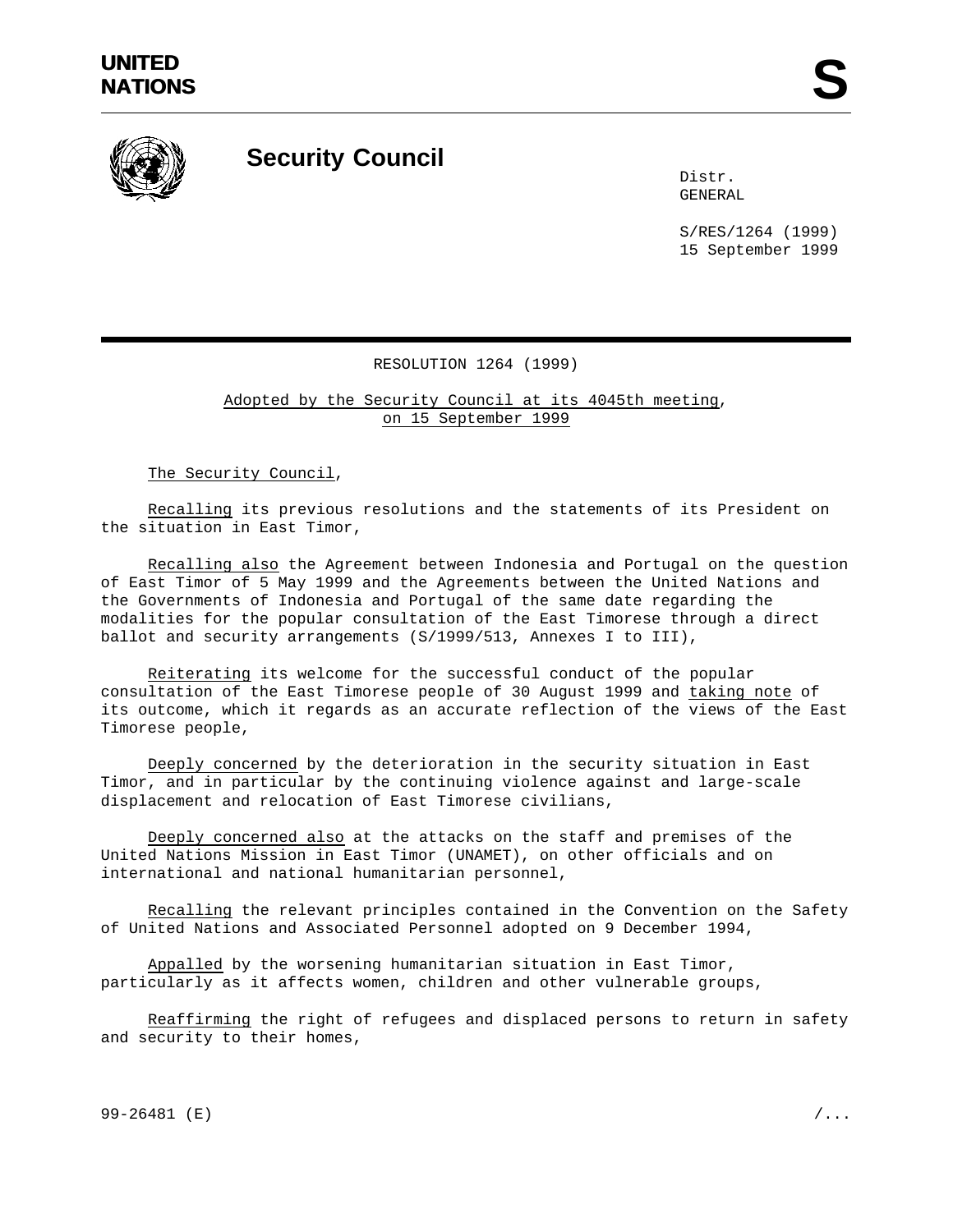UNITED
NATIONS

**S**

# Security Council

Distr.
GENERAL

S/RES/1264 (1999)
15 September 1999

RESOLUTION 1264 (1999)

Adopted by the Security Council at its 4045th meeting, on 15 September 1999

The Security Council,

Recalling its previous resolutions and the statements of its President on the situation in East Timor,

Recalling also the Agreement between Indonesia and Portugal on the question of East Timor of 5 May 1999 and the Agreements between the United Nations and the Governments of Indonesia and Portugal of the same date regarding the modalities for the popular consultation of the East Timorese through a direct ballot and security arrangements (S/1999/513, Annexes I to III),

Reiterating its welcome for the successful conduct of the popular consultation of the East Timorese people of 30 August 1999 and taking note of its outcome, which it regards as an accurate reflection of the views of the East Timorese people,

Deeply concerned by the deterioration in the security situation in East Timor, and in particular by the continuing violence against and large-scale displacement and relocation of East Timorese civilians,

Deeply concerned also at the attacks on the staff and premises of the United Nations Mission in East Timor (UNAMET), on other officials and on international and national humanitarian personnel,

Recalling the relevant principles contained in the Convention on the Safety of United Nations and Associated Personnel adopted on 9 December 1994,

Appalled by the worsening humanitarian situation in East Timor, particularly as it affects women, children and other vulnerable groups,

Reaffirming the right of refugees and displaced persons to return in safety and security to their homes,

99-26481 (E)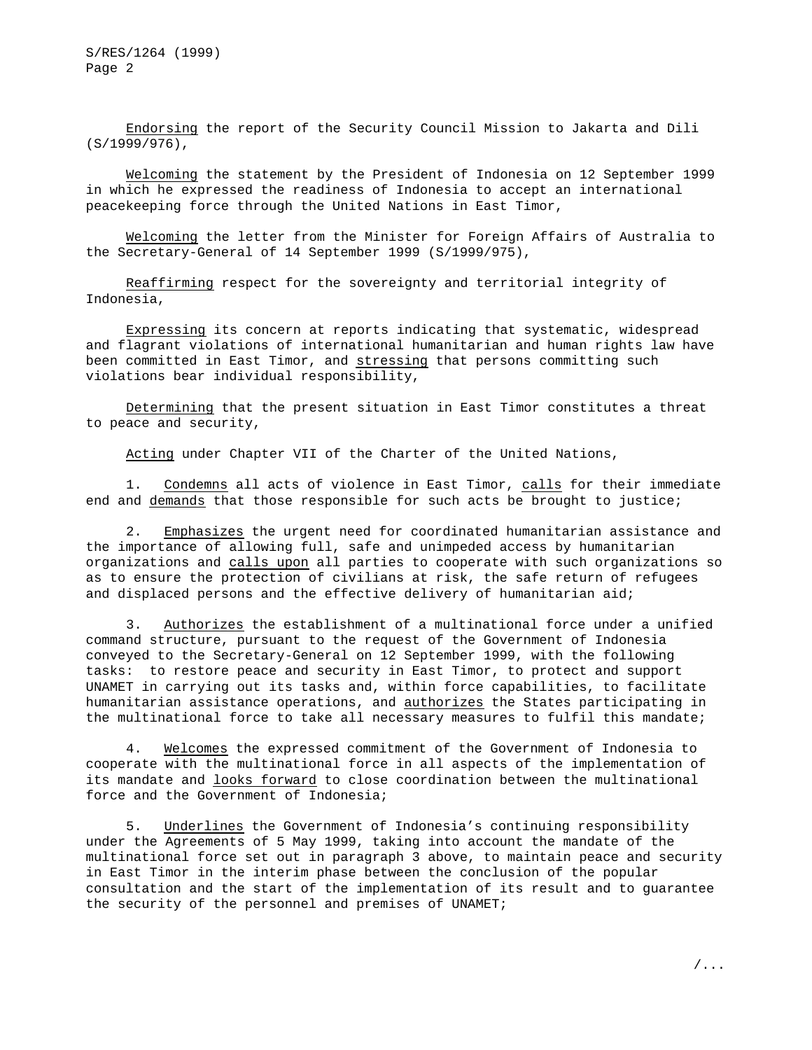*Endorsing* the report of the Security Council Mission to Jakarta and Dili (S/1999/976),

*Welcoming* the statement by the President of Indonesia on 12 September 1999 in which he expressed the readiness of Indonesia to accept an international peacekeeping force through the United Nations in East Timor,

*Welcoming* the letter from the Minister for Foreign Affairs of Australia to the Secretary-General of 14 September 1999 (S/1999/975),

*Reaffirming* respect for the sovereignty and territorial integrity of Indonesia,

*Expressing* its concern at reports indicating that systematic, widespread and flagrant violations of international humanitarian and human rights law have been committed in East Timor, and *stressing* that persons committing such violations bear individual responsibility,

*Determining* that the present situation in East Timor constitutes a threat to peace and security,

*Acting* under Chapter VII of the Charter of the United Nations,

1. *Condemns* all acts of violence in East Timor, *calls* for their immediate end and *demands* that those responsible for such acts be brought to justice;

2. *Emphasizes* the urgent need for coordinated humanitarian assistance and the importance of allowing full, safe and unimpeded access by humanitarian organizations and *calls upon* all parties to cooperate with such organizations so as to ensure the protection of civilians at risk, the safe return of refugees and displaced persons and the effective delivery of humanitarian aid;

3. *Authorizes* the establishment of a multinational force under a unified command structure, pursuant to the request of the Government of Indonesia conveyed to the Secretary-General on 12 September 1999, with the following tasks: to restore peace and security in East Timor, to protect and support UNAMET in carrying out its tasks and, within force capabilities, to facilitate humanitarian assistance operations, and *authorizes* the States participating in the multinational force to take all necessary measures to fulfil this mandate;

4. *Welcomes* the expressed commitment of the Government of Indonesia to cooperate with the multinational force in all aspects of the implementation of its mandate and *looks forward* to close coordination between the multinational force and the Government of Indonesia;

5. *Underlines* the Government of Indonesia's continuing responsibility under the Agreements of 5 May 1999, taking into account the mandate of the multinational force set out in paragraph 3 above, to maintain peace and security in East Timor in the interim phase between the conclusion of the popular consultation and the start of the implementation of its result and to guarantee the security of the personnel and premises of UNAMET;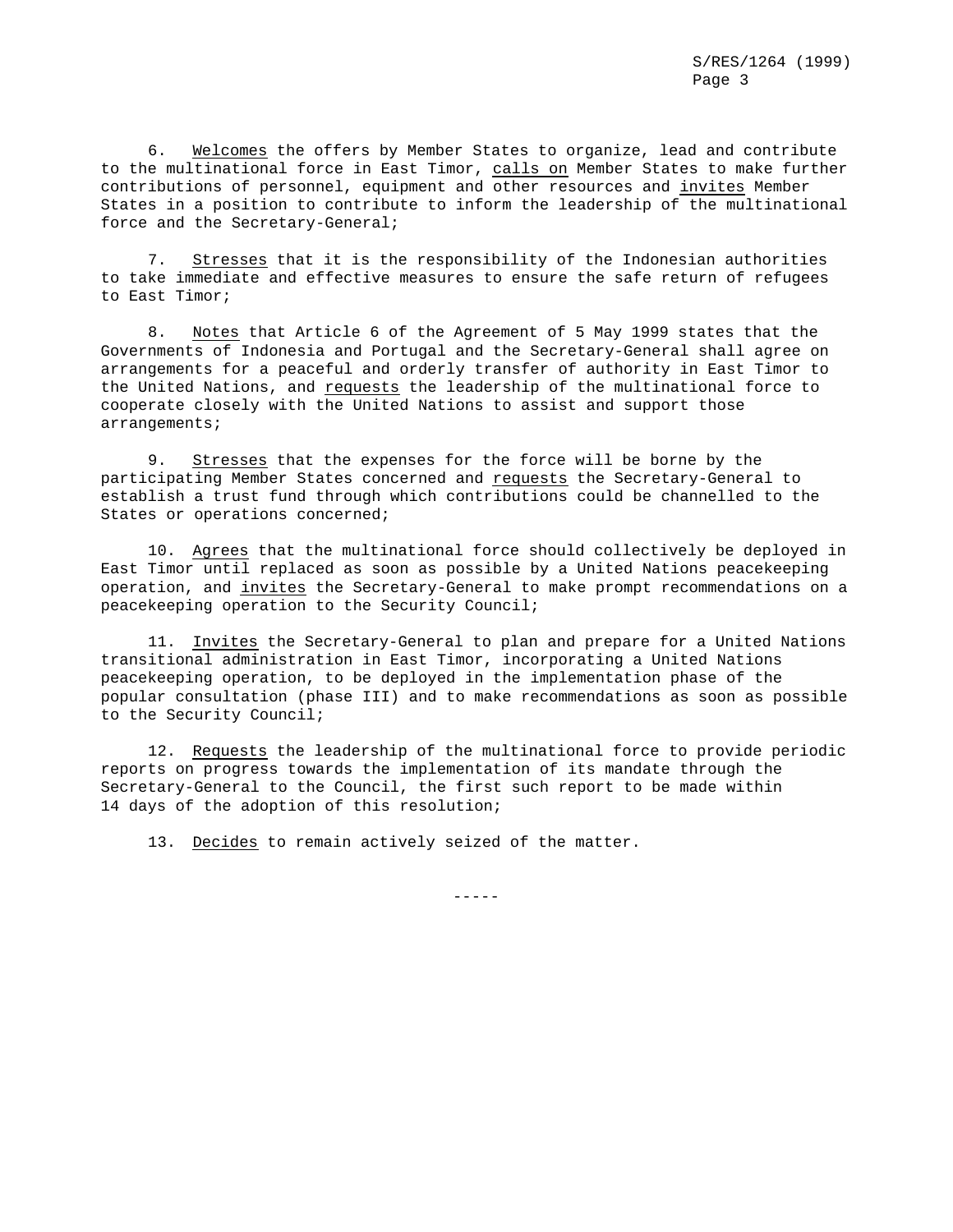6. _Welcomes_ the offers by Member States to organize, lead and contribute to the multinational force in East Timor, _calls on_ Member States to make further contributions of personnel, equipment and other resources and _invites_ Member States in a position to contribute to inform the leadership of the multinational force and the Secretary-General;

7. _Stresses_ that it is the responsibility of the Indonesian authorities to take immediate and effective measures to ensure the safe return of refugees to East Timor;

8. _Notes_ that Article 6 of the Agreement of 5 May 1999 states that the Governments of Indonesia and Portugal and the Secretary-General shall agree on arrangements for a peaceful and orderly transfer of authority in East Timor to the United Nations, and _requests_ the leadership of the multinational force to cooperate closely with the United Nations to assist and support those arrangements;

9. _Stresses_ that the expenses for the force will be borne by the participating Member States concerned and _requests_ the Secretary-General to establish a trust fund through which contributions could be channelled to the States or operations concerned;

10. _Agrees_ that the multinational force should collectively be deployed in East Timor until replaced as soon as possible by a United Nations peacekeeping operation, and _invites_ the Secretary-General to make prompt recommendations on a peacekeeping operation to the Security Council;

11. _Invites_ the Secretary-General to plan and prepare for a United Nations transitional administration in East Timor, incorporating a United Nations peacekeeping operation, to be deployed in the implementation phase of the popular consultation (phase III) and to make recommendations as soon as possible to the Security Council;

12. _Requests_ the leadership of the multinational force to provide periodic reports on progress towards the implementation of its mandate through the Secretary-General to the Council, the first such report to be made within 14 days of the adoption of this resolution;

13. _Decides_ to remain actively seized of the matter.

-----